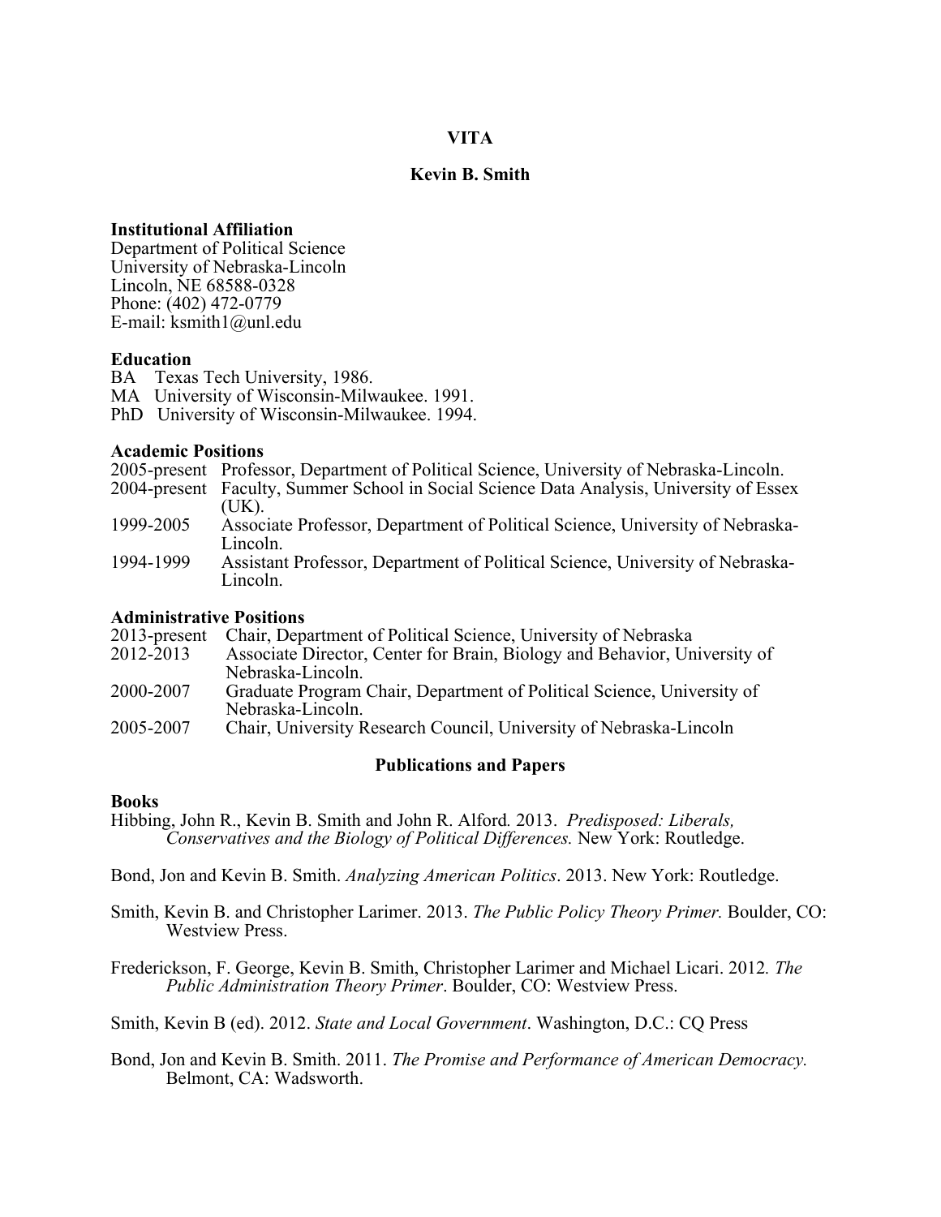# VITA

## Kevin B. Smith

**Institutional Affiliation**
Department of Political Science
University of Nebraska-Lincoln
Lincoln, NE 68588-0328
Phone: (402) 472-0779
E-mail: ksmith1@unl.edu

**Education**
BA Texas Tech University, 1986.
MA University of Wisconsin-Milwaukee. 1991.
PhD University of Wisconsin-Milwaukee. 1994.

**Academic Positions**

| | |
|---|---|
| 2005-present | Professor, Department of Political Science, University of Nebraska-Lincoln. |
| 2004-present | Faculty, Summer School in Social Science Data Analysis, University of Essex (UK). |
| 1999-2005 | Associate Professor, Department of Political Science, University of Nebraska-Lincoln. |
| 1994-1999 | Assistant Professor, Department of Political Science, University of Nebraska-Lincoln. |

**Administrative Positions**

| | |
|---|---|
| 2013-present | Chair, Department of Political Science, University of Nebraska |
| 2012-2013 | Associate Director, Center for Brain, Biology and Behavior, University of Nebraska-Lincoln. |
| 2000-2007 | Graduate Program Chair, Department of Political Science, University of Nebraska-Lincoln. |
| 2005-2007 | Chair, University Research Council, University of Nebraska-Lincoln |

## Publications and Papers

**Books**

Hibbing, John R., Kevin B. Smith and John R. Alford. 2013. *Predisposed: Liberals, Conservatives and the Biology of Political Differences.* New York: Routledge.

Bond, Jon and Kevin B. Smith. *Analyzing American Politics*. 2013. New York: Routledge.

Smith, Kevin B. and Christopher Larimer. 2013. *The Public Policy Theory Primer.* Boulder, CO: Westview Press.

Frederickson, F. George, Kevin B. Smith, Christopher Larimer and Michael Licari. 2012. *The Public Administration Theory Primer*. Boulder, CO: Westview Press.

Smith, Kevin B (ed). 2012. *State and Local Government*. Washington, D.C.: CQ Press

Bond, Jon and Kevin B. Smith. 2011. *The Promise and Performance of American Democracy.* Belmont, CA: Wadsworth.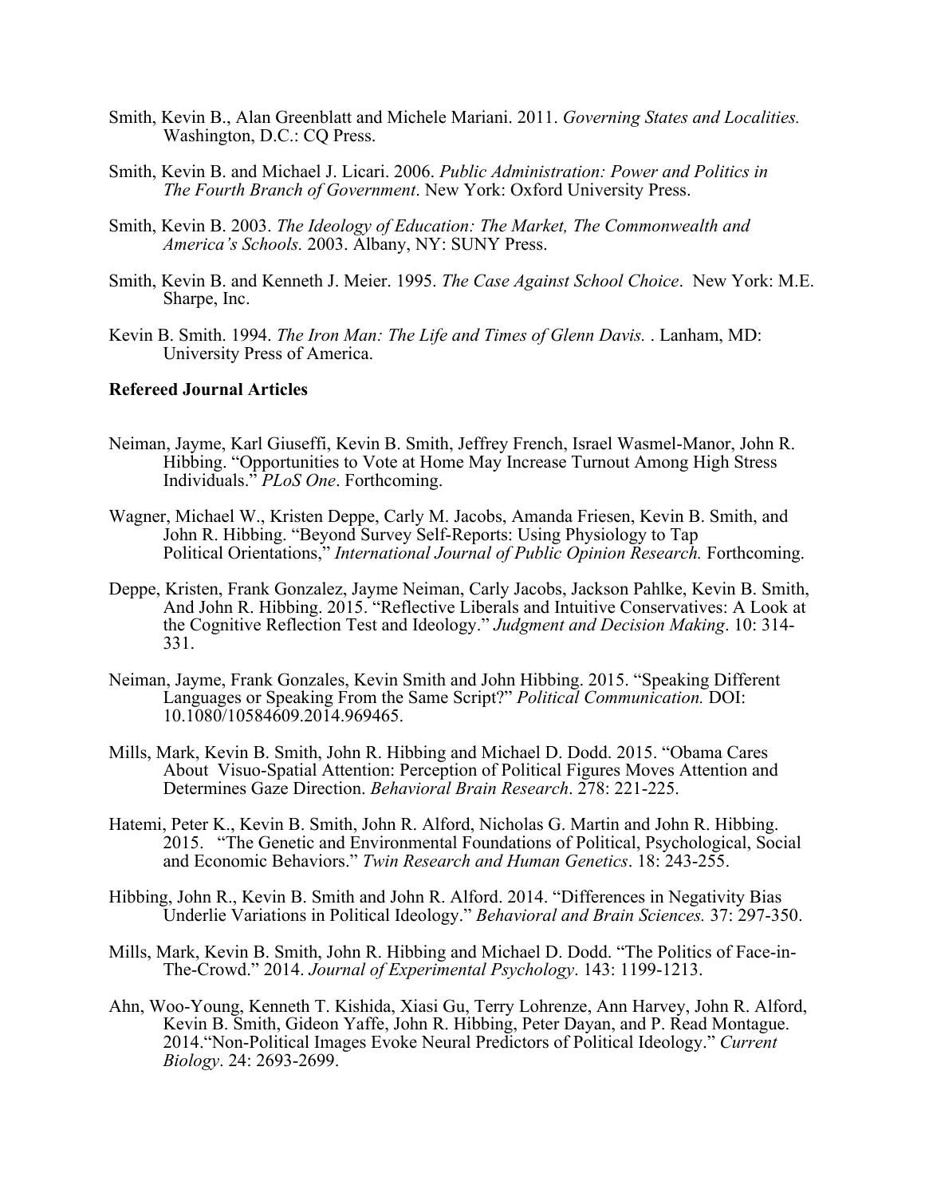Smith, Kevin B., Alan Greenblatt and Michele Mariani. 2011. *Governing States and Localities.* Washington, D.C.: CQ Press.

Smith, Kevin B. and Michael J. Licari. 2006. *Public Administration: Power and Politics in The Fourth Branch of Government*. New York: Oxford University Press.

Smith, Kevin B. 2003. *The Ideology of Education: The Market, The Commonwealth and America's Schools.* 2003. Albany, NY: SUNY Press.

Smith, Kevin B. and Kenneth J. Meier. 1995. *The Case Against School Choice*. New York: M.E. Sharpe, Inc.

Kevin B. Smith. 1994. *The Iron Man: The Life and Times of Glenn Davis.* . Lanham, MD: University Press of America.

**Refereed Journal Articles**

Neiman, Jayme, Karl Giuseffi, Kevin B. Smith, Jeffrey French, Israel Wasmel-Manor, John R. Hibbing. "Opportunities to Vote at Home May Increase Turnout Among High Stress Individuals." *PLoS One*. Forthcoming.

Wagner, Michael W., Kristen Deppe, Carly M. Jacobs, Amanda Friesen, Kevin B. Smith, and John R. Hibbing. "Beyond Survey Self-Reports: Using Physiology to Tap Political Orientations," *International Journal of Public Opinion Research.* Forthcoming.

Deppe, Kristen, Frank Gonzalez, Jayme Neiman, Carly Jacobs, Jackson Pahlke, Kevin B. Smith, And John R. Hibbing. 2015. "Reflective Liberals and Intuitive Conservatives: A Look at the Cognitive Reflection Test and Ideology." *Judgment and Decision Making*. 10: 314-331.

Neiman, Jayme, Frank Gonzales, Kevin Smith and John Hibbing. 2015. "Speaking Different Languages or Speaking From the Same Script?" *Political Communication.* DOI: 10.1080/10584609.2014.969465.

Mills, Mark, Kevin B. Smith, John R. Hibbing and Michael D. Dodd. 2015. "Obama Cares About Visuo-Spatial Attention: Perception of Political Figures Moves Attention and Determines Gaze Direction. *Behavioral Brain Research*. 278: 221-225.

Hatemi, Peter K., Kevin B. Smith, John R. Alford, Nicholas G. Martin and John R. Hibbing. 2015. "The Genetic and Environmental Foundations of Political, Psychological, Social and Economic Behaviors." *Twin Research and Human Genetics*. 18: 243-255.

Hibbing, John R., Kevin B. Smith and John R. Alford. 2014. "Differences in Negativity Bias Underlie Variations in Political Ideology." *Behavioral and Brain Sciences.* 37: 297-350.

Mills, Mark, Kevin B. Smith, John R. Hibbing and Michael D. Dodd. "The Politics of Face-in-The-Crowd." 2014. *Journal of Experimental Psychology*. 143: 1199-1213.

Ahn, Woo-Young, Kenneth T. Kishida, Xiasi Gu, Terry Lohrenze, Ann Harvey, John R. Alford, Kevin B. Smith, Gideon Yaffe, John R. Hibbing, Peter Dayan, and P. Read Montague. 2014."Non-Political Images Evoke Neural Predictors of Political Ideology." *Current Biology*. 24: 2693-2699.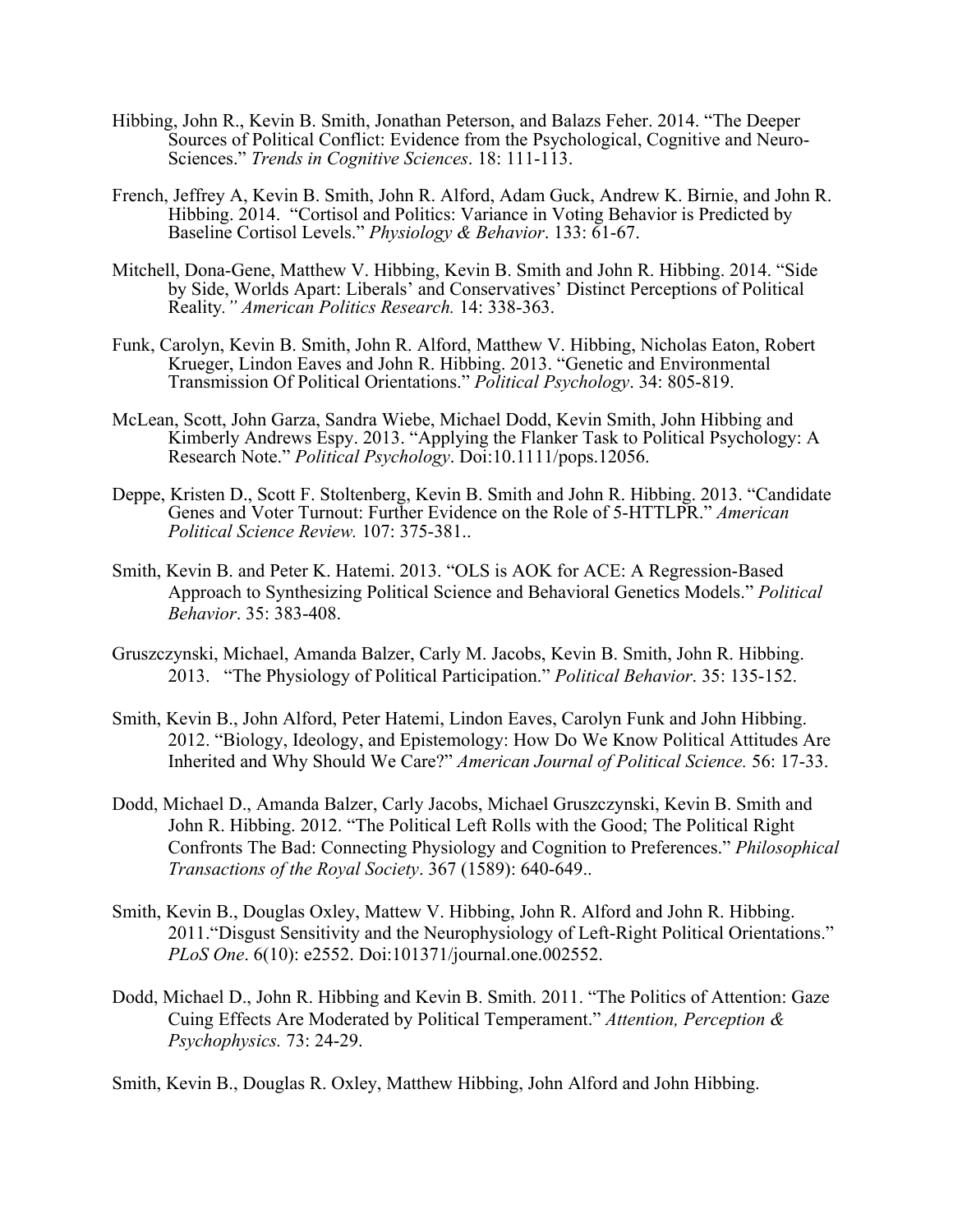Hibbing, John R., Kevin B. Smith, Jonathan Peterson, and Balazs Feher. 2014. "The Deeper Sources of Political Conflict: Evidence from the Psychological, Cognitive and Neuro-Sciences." *Trends in Cognitive Sciences*. 18: 111-113.

French, Jeffrey A, Kevin B. Smith, John R. Alford, Adam Guck, Andrew K. Birnie, and John R. Hibbing. 2014. "Cortisol and Politics: Variance in Voting Behavior is Predicted by Baseline Cortisol Levels." *Physiology & Behavior*. 133: 61-67.

Mitchell, Dona-Gene, Matthew V. Hibbing, Kevin B. Smith and John R. Hibbing. 2014. "Side by Side, Worlds Apart: Liberals' and Conservatives' Distinct Perceptions of Political Reality*." American Politics Research.* 14: 338-363.

Funk, Carolyn, Kevin B. Smith, John R. Alford, Matthew V. Hibbing, Nicholas Eaton, Robert Krueger, Lindon Eaves and John R. Hibbing. 2013. "Genetic and Environmental Transmission Of Political Orientations." *Political Psychology*. 34: 805-819.

McLean, Scott, John Garza, Sandra Wiebe, Michael Dodd, Kevin Smith, John Hibbing and Kimberly Andrews Espy. 2013. "Applying the Flanker Task to Political Psychology: A Research Note." *Political Psychology*. Doi:10.1111/pops.12056.

Deppe, Kristen D., Scott F. Stoltenberg, Kevin B. Smith and John R. Hibbing. 2013. "Candidate Genes and Voter Turnout: Further Evidence on the Role of 5-HTTLPR." *American Political Science Review.* 107: 375-381..

Smith, Kevin B. and Peter K. Hatemi. 2013. "OLS is AOK for ACE: A Regression-Based Approach to Synthesizing Political Science and Behavioral Genetics Models." *Political Behavior*. 35: 383-408.

Gruszczynski, Michael, Amanda Balzer, Carly M. Jacobs, Kevin B. Smith, John R. Hibbing. 2013. "The Physiology of Political Participation." *Political Behavior*. 35: 135-152.

Smith, Kevin B., John Alford, Peter Hatemi, Lindon Eaves, Carolyn Funk and John Hibbing. 2012. "Biology, Ideology, and Epistemology: How Do We Know Political Attitudes Are Inherited and Why Should We Care?" *American Journal of Political Science.* 56: 17-33.

Dodd, Michael D., Amanda Balzer, Carly Jacobs, Michael Gruszczynski, Kevin B. Smith and John R. Hibbing. 2012. "The Political Left Rolls with the Good; The Political Right Confronts The Bad: Connecting Physiology and Cognition to Preferences." *Philosophical Transactions of the Royal Society*. 367 (1589): 640-649..

Smith, Kevin B., Douglas Oxley, Mattew V. Hibbing, John R. Alford and John R. Hibbing. 2011."Disgust Sensitivity and the Neurophysiology of Left-Right Political Orientations." *PLoS One*. 6(10): e2552. Doi:101371/journal.one.002552.

Dodd, Michael D., John R. Hibbing and Kevin B. Smith. 2011. "The Politics of Attention: Gaze Cuing Effects Are Moderated by Political Temperament." *Attention, Perception & Psychophysics.* 73: 24-29.

Smith, Kevin B., Douglas R. Oxley, Matthew Hibbing, John Alford and John Hibbing.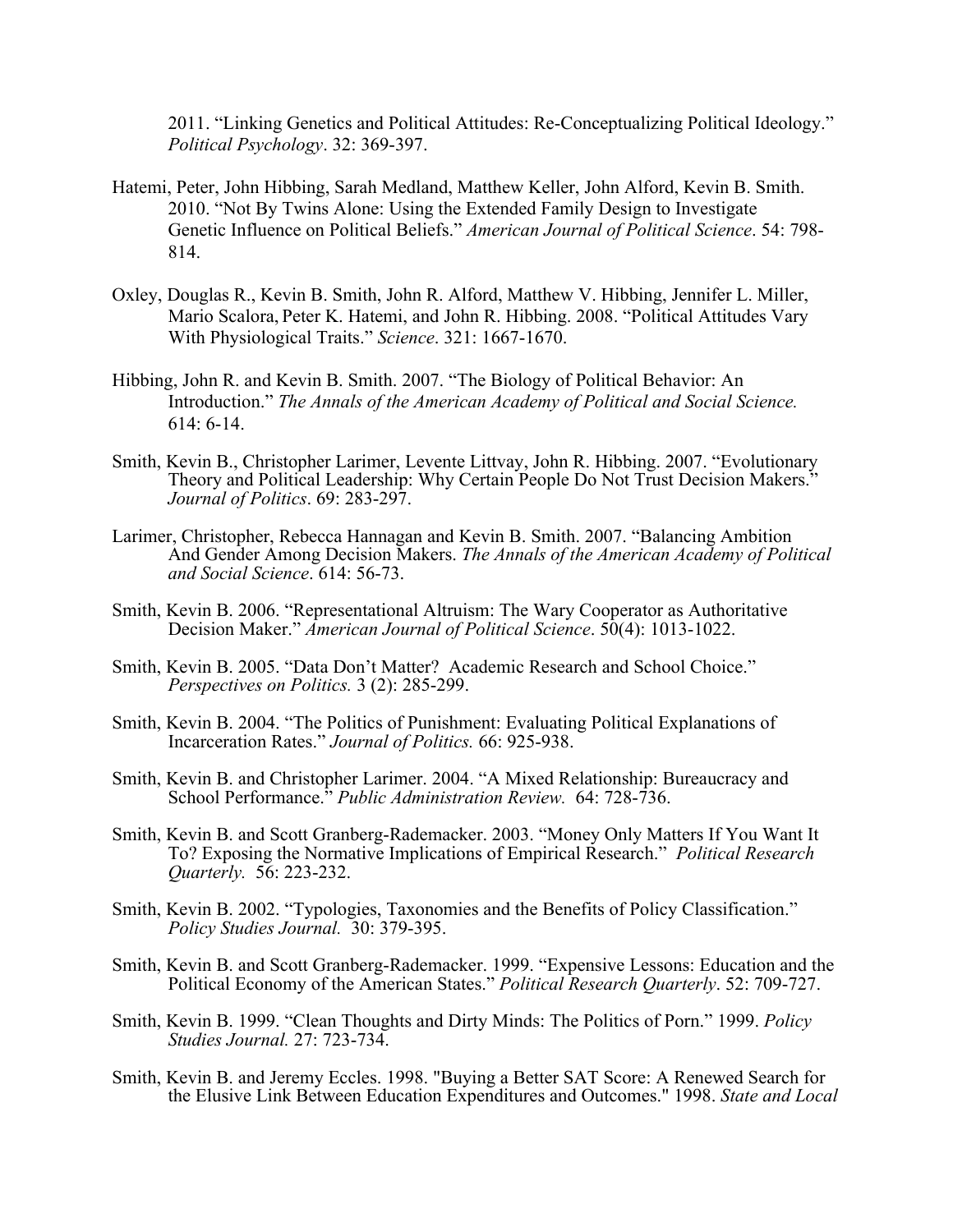2011. "Linking Genetics and Political Attitudes: Re-Conceptualizing Political Ideology." *Political Psychology*. 32: 369-397.

Hatemi, Peter, John Hibbing, Sarah Medland, Matthew Keller, John Alford, Kevin B. Smith. 2010. "Not By Twins Alone: Using the Extended Family Design to Investigate Genetic Influence on Political Beliefs." *American Journal of Political Science*. 54: 798-814.

Oxley, Douglas R., Kevin B. Smith, John R. Alford, Matthew V. Hibbing, Jennifer L. Miller, Mario Scalora, Peter K. Hatemi, and John R. Hibbing. 2008. "Political Attitudes Vary With Physiological Traits." *Science*. 321: 1667-1670.

Hibbing, John R. and Kevin B. Smith. 2007. "The Biology of Political Behavior: An Introduction." *The Annals of the American Academy of Political and Social Science.* 614: 6-14.

Smith, Kevin B., Christopher Larimer, Levente Littvay, John R. Hibbing. 2007. "Evolutionary Theory and Political Leadership: Why Certain People Do Not Trust Decision Makers." *Journal of Politics*. 69: 283-297.

Larimer, Christopher, Rebecca Hannagan and Kevin B. Smith. 2007. "Balancing Ambition And Gender Among Decision Makers. *The Annals of the American Academy of Political and Social Science*. 614: 56-73.

Smith, Kevin B. 2006. "Representational Altruism: The Wary Cooperator as Authoritative Decision Maker." *American Journal of Political Science*. 50(4): 1013-1022.

Smith, Kevin B. 2005. "Data Don't Matter? Academic Research and School Choice." *Perspectives on Politics.* 3 (2): 285-299.

Smith, Kevin B. 2004. "The Politics of Punishment: Evaluating Political Explanations of Incarceration Rates." *Journal of Politics.* 66: 925-938.

Smith, Kevin B. and Christopher Larimer. 2004. "A Mixed Relationship: Bureaucracy and School Performance." *Public Administration Review.* 64: 728-736.

Smith, Kevin B. and Scott Granberg-Rademacker. 2003. "Money Only Matters If You Want It To? Exposing the Normative Implications of Empirical Research." *Political Research Quarterly.* 56: 223-232.

Smith, Kevin B. 2002. "Typologies, Taxonomies and the Benefits of Policy Classification." *Policy Studies Journal.* 30: 379-395.

Smith, Kevin B. and Scott Granberg-Rademacker. 1999. "Expensive Lessons: Education and the Political Economy of the American States." *Political Research Quarterly*. 52: 709-727.

Smith, Kevin B. 1999. "Clean Thoughts and Dirty Minds: The Politics of Porn." 1999. *Policy Studies Journal.* 27: 723-734.

Smith, Kevin B. and Jeremy Eccles. 1998. "Buying a Better SAT Score: A Renewed Search for the Elusive Link Between Education Expenditures and Outcomes." 1998. *State and Local*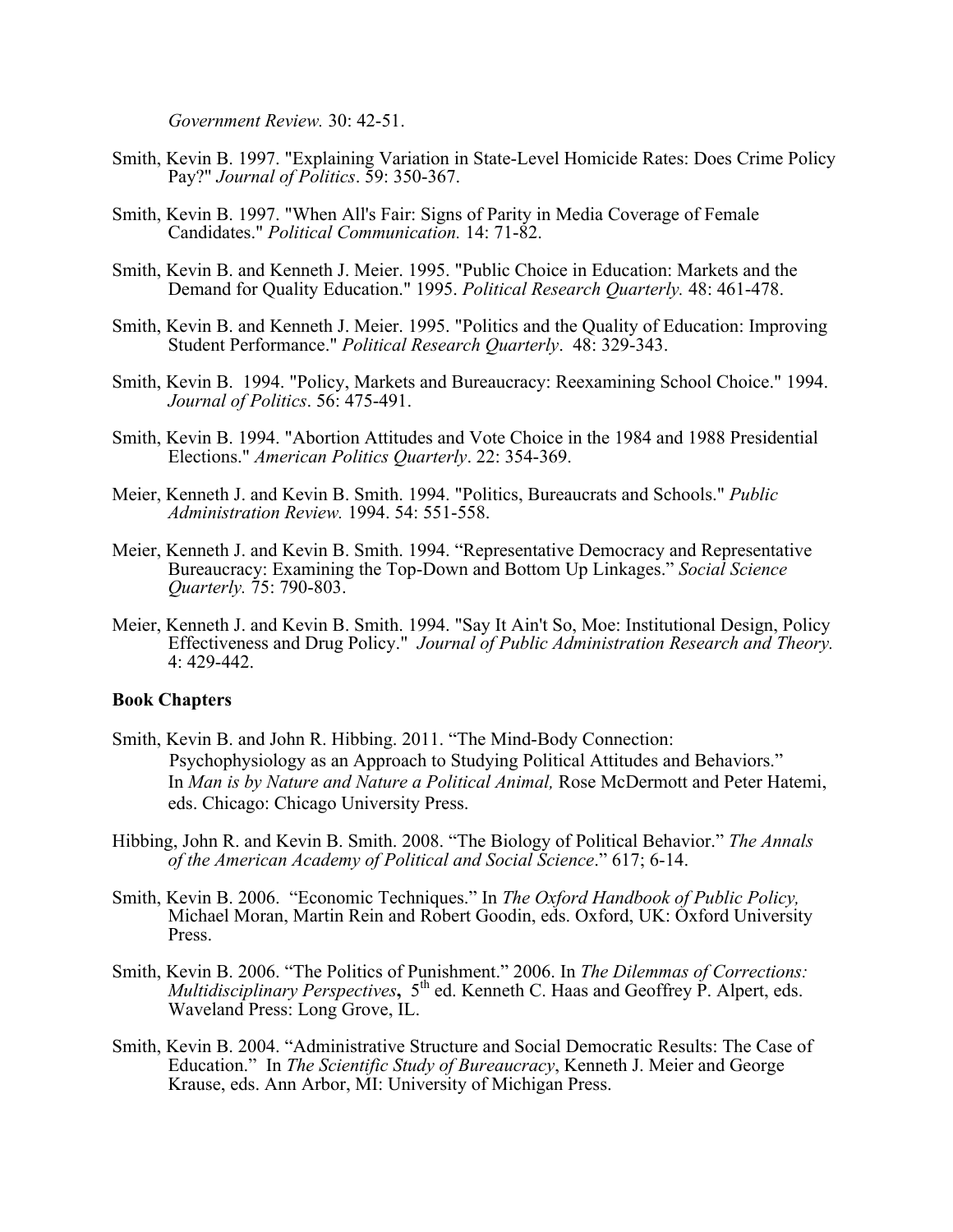*Government Review.* 30: 42-51.

Smith, Kevin B. 1997. "Explaining Variation in State-Level Homicide Rates: Does Crime Policy Pay?" *Journal of Politics*. 59: 350-367.

Smith, Kevin B. 1997. "When All's Fair: Signs of Parity in Media Coverage of Female Candidates." *Political Communication.* 14: 71-82.

Smith, Kevin B. and Kenneth J. Meier. 1995. "Public Choice in Education: Markets and the Demand for Quality Education." 1995. *Political Research Quarterly.* 48: 461-478.

Smith, Kevin B. and Kenneth J. Meier. 1995. "Politics and the Quality of Education: Improving Student Performance." *Political Research Quarterly*. 48: 329-343.

Smith, Kevin B. 1994. "Policy, Markets and Bureaucracy: Reexamining School Choice." 1994. *Journal of Politics*. 56: 475-491.

Smith, Kevin B. 1994. "Abortion Attitudes and Vote Choice in the 1984 and 1988 Presidential Elections." *American Politics Quarterly*. 22: 354-369.

Meier, Kenneth J. and Kevin B. Smith. 1994. "Politics, Bureaucrats and Schools." *Public Administration Review.* 1994. 54: 551-558.

Meier, Kenneth J. and Kevin B. Smith. 1994. "Representative Democracy and Representative Bureaucracy: Examining the Top-Down and Bottom Up Linkages." *Social Science Quarterly.* 75: 790-803.

Meier, Kenneth J. and Kevin B. Smith. 1994. "Say It Ain't So, Moe: Institutional Design, Policy Effectiveness and Drug Policy." *Journal of Public Administration Research and Theory.* 4: 429-442.

**Book Chapters**

Smith, Kevin B. and John R. Hibbing. 2011. "The Mind-Body Connection: Psychophysiology as an Approach to Studying Political Attitudes and Behaviors." In *Man is by Nature and Nature a Political Animal,* Rose McDermott and Peter Hatemi, eds. Chicago: Chicago University Press.

Hibbing, John R. and Kevin B. Smith. 2008. "The Biology of Political Behavior." *The Annals of the American Academy of Political and Social Science*." 617; 6-14.

Smith, Kevin B. 2006. "Economic Techniques." In *The Oxford Handbook of Public Policy,* Michael Moran, Martin Rein and Robert Goodin, eds. Oxford, UK: Oxford University Press.

Smith, Kevin B. 2006. "The Politics of Punishment." 2006. In *The Dilemmas of Corrections: Multidisciplinary Perspectives***,** 5th ed. Kenneth C. Haas and Geoffrey P. Alpert, eds. Waveland Press: Long Grove, IL.

Smith, Kevin B. 2004. "Administrative Structure and Social Democratic Results: The Case of Education." In *The Scientific Study of Bureaucracy*, Kenneth J. Meier and George Krause, eds. Ann Arbor, MI: University of Michigan Press.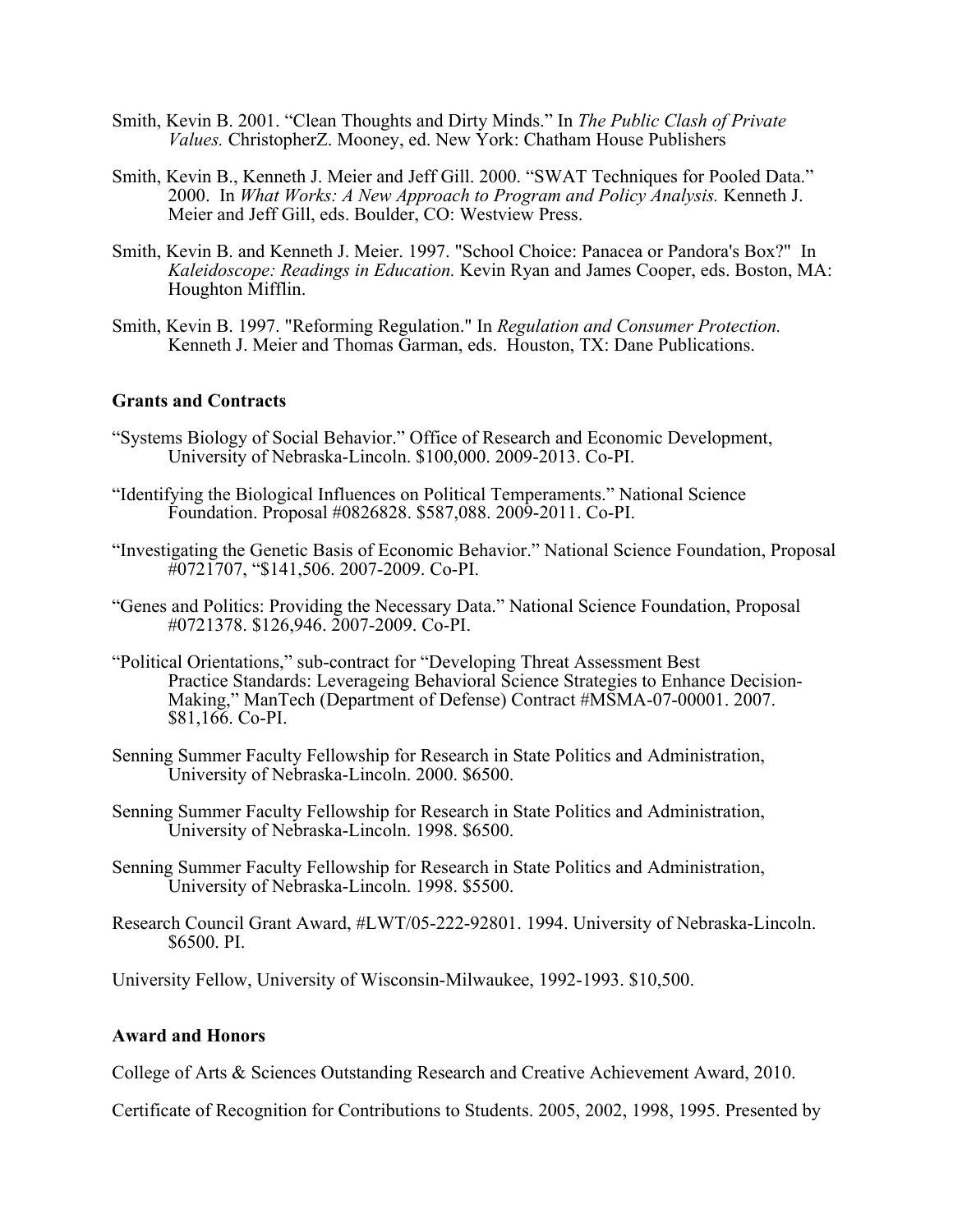Smith, Kevin B. 2001. "Clean Thoughts and Dirty Minds." In *The Public Clash of Private Values.* ChristopherZ. Mooney, ed. New York: Chatham House Publishers

Smith, Kevin B., Kenneth J. Meier and Jeff Gill. 2000. "SWAT Techniques for Pooled Data." 2000. In *What Works: A New Approach to Program and Policy Analysis.* Kenneth J. Meier and Jeff Gill, eds. Boulder, CO: Westview Press.

Smith, Kevin B. and Kenneth J. Meier. 1997. "School Choice: Panacea or Pandora's Box?" In *Kaleidoscope: Readings in Education.* Kevin Ryan and James Cooper, eds. Boston, MA: Houghton Mifflin.

Smith, Kevin B. 1997. "Reforming Regulation." In *Regulation and Consumer Protection.* Kenneth J. Meier and Thomas Garman, eds. Houston, TX: Dane Publications.

**Grants and Contracts**

"Systems Biology of Social Behavior." Office of Research and Economic Development, University of Nebraska-Lincoln. $100,000. 2009-2013. Co-PI.

"Identifying the Biological Influences on Political Temperaments." National Science Foundation. Proposal #0826828. $587,088. 2009-2011. Co-PI.

"Investigating the Genetic Basis of Economic Behavior." National Science Foundation, Proposal #0721707, "$141,506. 2007-2009. Co-PI.

"Genes and Politics: Providing the Necessary Data." National Science Foundation, Proposal #0721378. $126,946. 2007-2009. Co-PI.

"Political Orientations," sub-contract for "Developing Threat Assessment Best Practice Standards: Leverageing Behavioral Science Strategies to Enhance Decision-Making," ManTech (Department of Defense) Contract #MSMA-07-00001. 2007. $81,166. Co-PI.

Senning Summer Faculty Fellowship for Research in State Politics and Administration, University of Nebraska-Lincoln. 2000. $6500.

Senning Summer Faculty Fellowship for Research in State Politics and Administration, University of Nebraska-Lincoln. 1998. $6500.

Senning Summer Faculty Fellowship for Research in State Politics and Administration, University of Nebraska-Lincoln. 1998. $5500.

Research Council Grant Award, #LWT/05-222-92801. 1994. University of Nebraska-Lincoln. $6500. PI.

University Fellow, University of Wisconsin-Milwaukee, 1992-1993. $10,500.

**Award and Honors**

College of Arts & Sciences Outstanding Research and Creative Achievement Award, 2010.

Certificate of Recognition for Contributions to Students. 2005, 2002, 1998, 1995. Presented by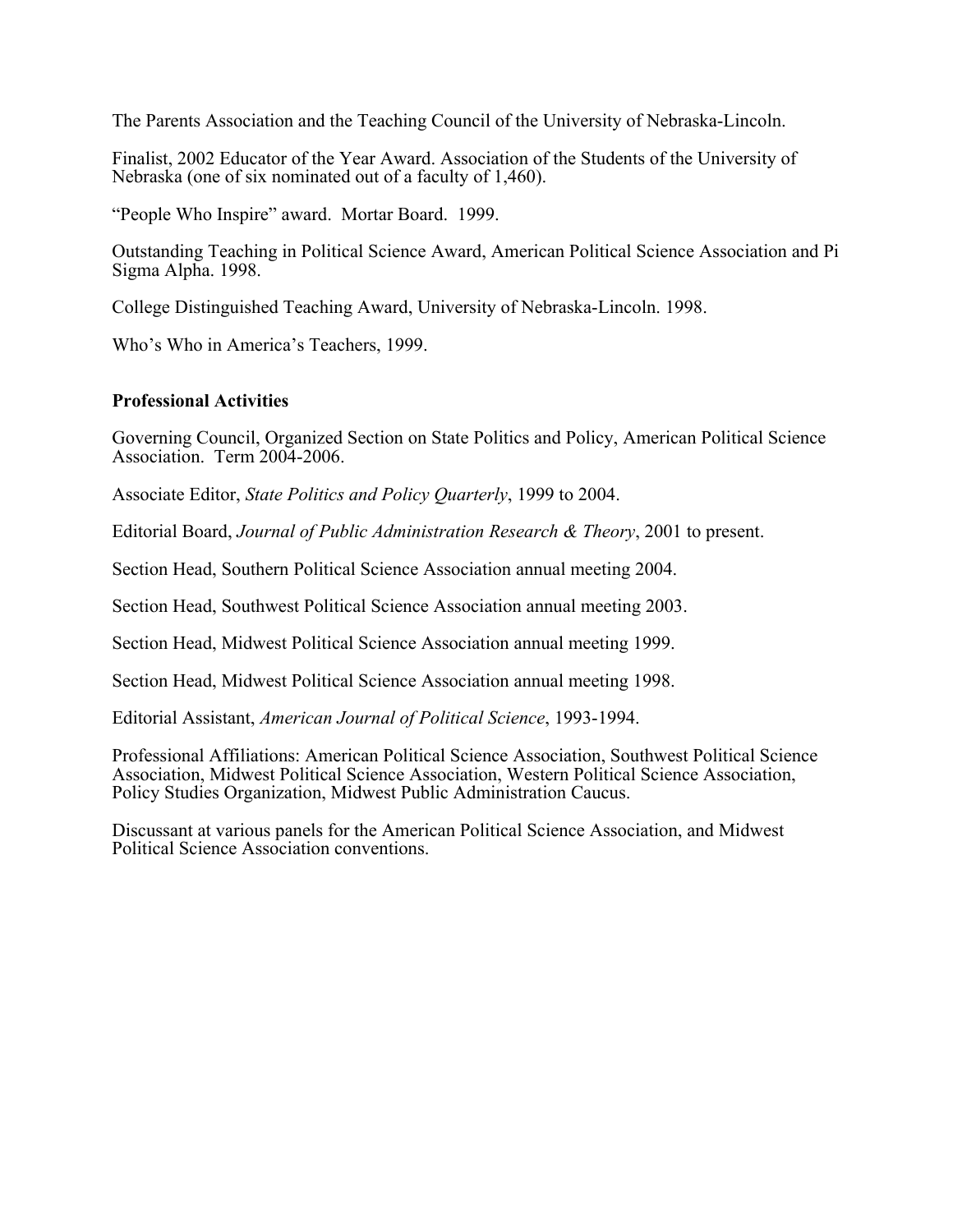The Parents Association and the Teaching Council of the University of Nebraska-Lincoln.

Finalist, 2002 Educator of the Year Award. Association of the Students of the University of Nebraska (one of six nominated out of a faculty of 1,460).

"People Who Inspire" award. Mortar Board. 1999.

Outstanding Teaching in Political Science Award, American Political Science Association and Pi Sigma Alpha. 1998.

College Distinguished Teaching Award, University of Nebraska-Lincoln. 1998.

Who's Who in America's Teachers, 1999.

**Professional Activities**

Governing Council, Organized Section on State Politics and Policy, American Political Science Association. Term 2004-2006.

Associate Editor, *State Politics and Policy Quarterly*, 1999 to 2004.

Editorial Board, *Journal of Public Administration Research & Theory*, 2001 to present.

Section Head, Southern Political Science Association annual meeting 2004.

Section Head, Southwest Political Science Association annual meeting 2003.

Section Head, Midwest Political Science Association annual meeting 1999.

Section Head, Midwest Political Science Association annual meeting 1998.

Editorial Assistant, *American Journal of Political Science*, 1993-1994.

Professional Affiliations: American Political Science Association, Southwest Political Science Association, Midwest Political Science Association, Western Political Science Association, Policy Studies Organization, Midwest Public Administration Caucus.

Discussant at various panels for the American Political Science Association, and Midwest Political Science Association conventions.